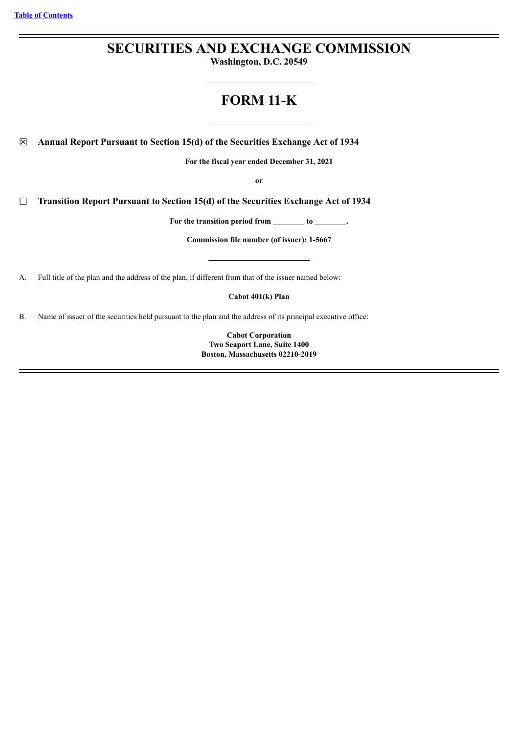[Table of Contents](#)

# SECURITIES AND EXCHANGE COMMISSION

**Washington, D.C. 20549**

# FORM 11-K

☒ **Annual Report Pursuant to Section 15(d) of the Securities Exchange Act of 1934**

**For the fiscal year ended December 31, 2021**

**or**

☐ **Transition Report Pursuant to Section 15(d) of the Securities Exchange Act of 1934**

**For the transition period from \_\_\_\_\_\_\_\_ to \_\_\_\_\_\_\_\_.**

**Commission file number (of issuer): 1-5667**

A. Full title of the plan and the address of the plan, if different from that of the issuer named below:

**Cabot 401(k) Plan**

B. Name of issuer of the securities held pursuant to the plan and the address of its principal executive office:

**Cabot Corporation**
**Two Seaport Lane, Suite 1400**
**Boston, Massachusetts 02210-2019**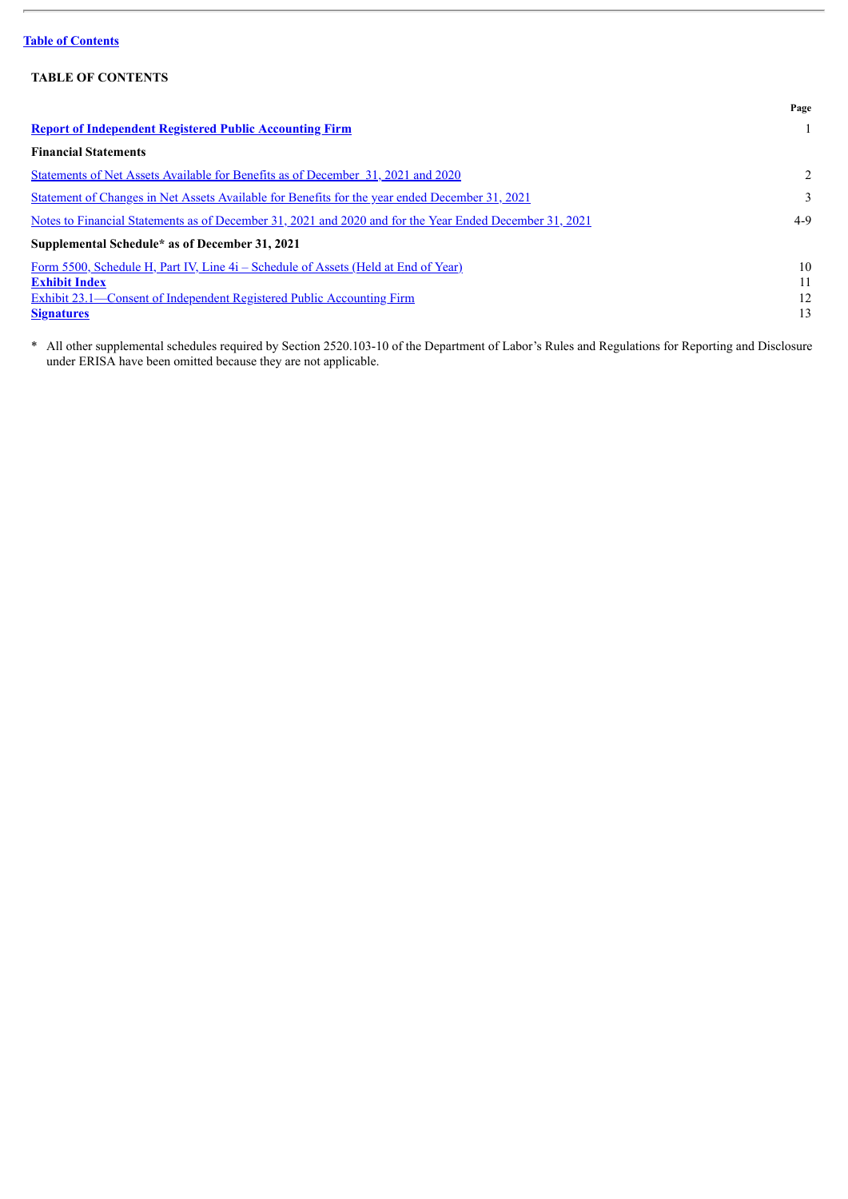[Table of Contents](#)

**TABLE OF CONTENTS**

| | Page |
|---|---|
| **Report of Independent Registered Public Accounting Firm** | 1 |
| **Financial Statements** | |
| Statements of Net Assets Available for Benefits as of December 31, 2021 and 2020 | 2 |
| Statement of Changes in Net Assets Available for Benefits for the year ended December 31, 2021 | 3 |
| Notes to Financial Statements as of December 31, 2021 and 2020 and for the Year Ended December 31, 2021 | 4-9 |
| **Supplemental Schedule* as of December 31, 2021** | |
| Form 5500, Schedule H, Part IV, Line 4i – Schedule of Assets (Held at End of Year) | 10 |
| **Exhibit Index** | 11 |
| Exhibit 23.1—Consent of Independent Registered Public Accounting Firm | 12 |
| **Signatures** | 13 |

\* All other supplemental schedules required by Section 2520.103-10 of the Department of Labor's Rules and Regulations for Reporting and Disclosure under ERISA have been omitted because they are not applicable.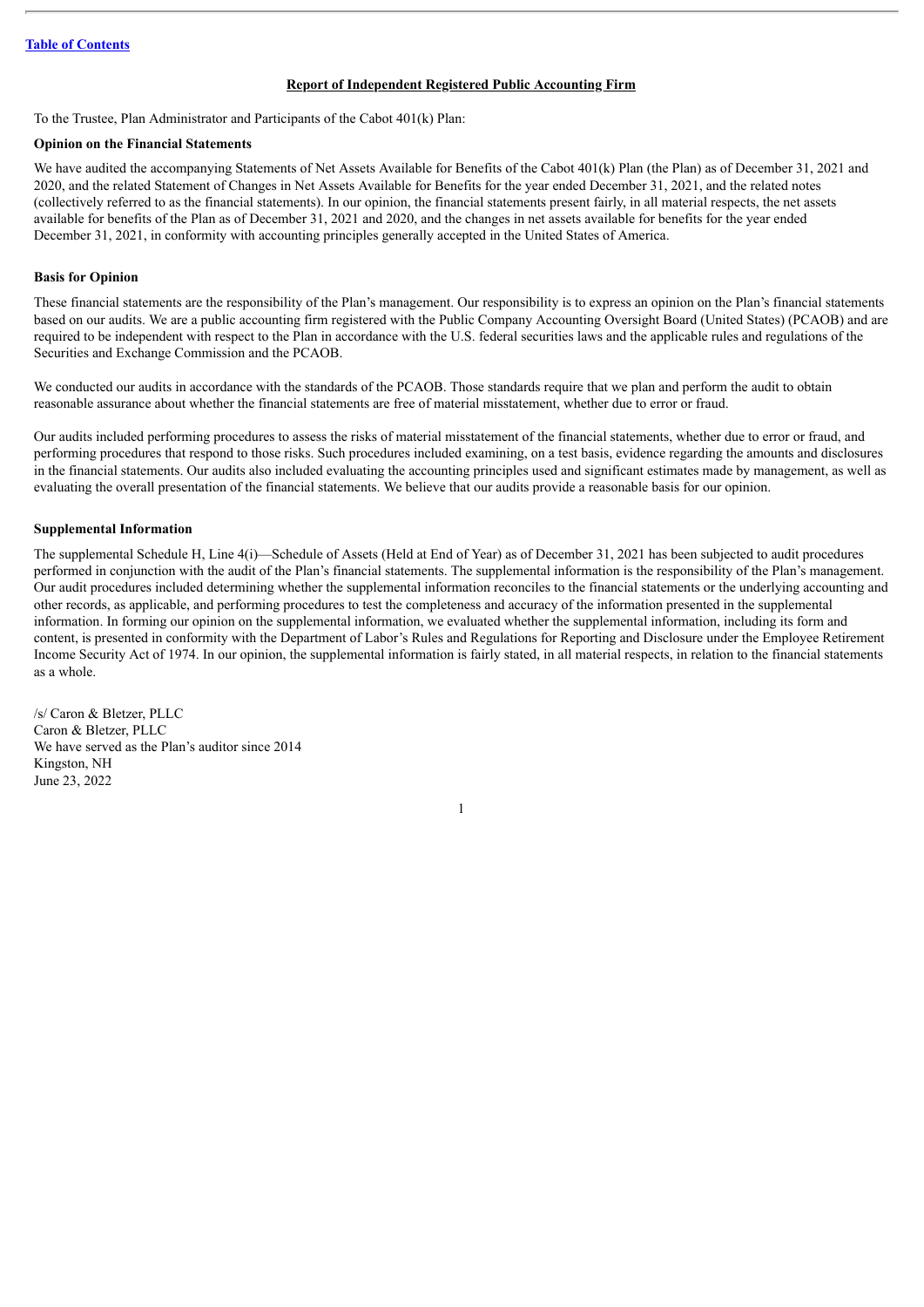## Report of Independent Registered Public Accounting Firm

To the Trustee, Plan Administrator and Participants of the Cabot 401(k) Plan:

**Opinion on the Financial Statements**

We have audited the accompanying Statements of Net Assets Available for Benefits of the Cabot 401(k) Plan (the Plan) as of December 31, 2021 and 2020, and the related Statement of Changes in Net Assets Available for Benefits for the year ended December 31, 2021, and the related notes (collectively referred to as the financial statements). In our opinion, the financial statements present fairly, in all material respects, the net assets available for benefits of the Plan as of December 31, 2021 and 2020, and the changes in net assets available for benefits for the year ended December 31, 2021, in conformity with accounting principles generally accepted in the United States of America.

**Basis for Opinion**

These financial statements are the responsibility of the Plan's management. Our responsibility is to express an opinion on the Plan's financial statements based on our audits. We are a public accounting firm registered with the Public Company Accounting Oversight Board (United States) (PCAOB) and are required to be independent with respect to the Plan in accordance with the U.S. federal securities laws and the applicable rules and regulations of the Securities and Exchange Commission and the PCAOB.

We conducted our audits in accordance with the standards of the PCAOB. Those standards require that we plan and perform the audit to obtain reasonable assurance about whether the financial statements are free of material misstatement, whether due to error or fraud.

Our audits included performing procedures to assess the risks of material misstatement of the financial statements, whether due to error or fraud, and performing procedures that respond to those risks. Such procedures included examining, on a test basis, evidence regarding the amounts and disclosures in the financial statements. Our audits also included evaluating the accounting principles used and significant estimates made by management, as well as evaluating the overall presentation of the financial statements. We believe that our audits provide a reasonable basis for our opinion.

**Supplemental Information**

The supplemental Schedule H, Line 4(i)—Schedule of Assets (Held at End of Year) as of December 31, 2021 has been subjected to audit procedures performed in conjunction with the audit of the Plan's financial statements. The supplemental information is the responsibility of the Plan's management. Our audit procedures included determining whether the supplemental information reconciles to the financial statements or the underlying accounting and other records, as applicable, and performing procedures to test the completeness and accuracy of the information presented in the supplemental information. In forming our opinion on the supplemental information, we evaluated whether the supplemental information, including its form and content, is presented in conformity with the Department of Labor's Rules and Regulations for Reporting and Disclosure under the Employee Retirement Income Security Act of 1974. In our opinion, the supplemental information is fairly stated, in all material respects, in relation to the financial statements as a whole.

/s/ Caron & Bletzer, PLLC
Caron & Bletzer, PLLC
We have served as the Plan's auditor since 2014
Kingston, NH
June 23, 2022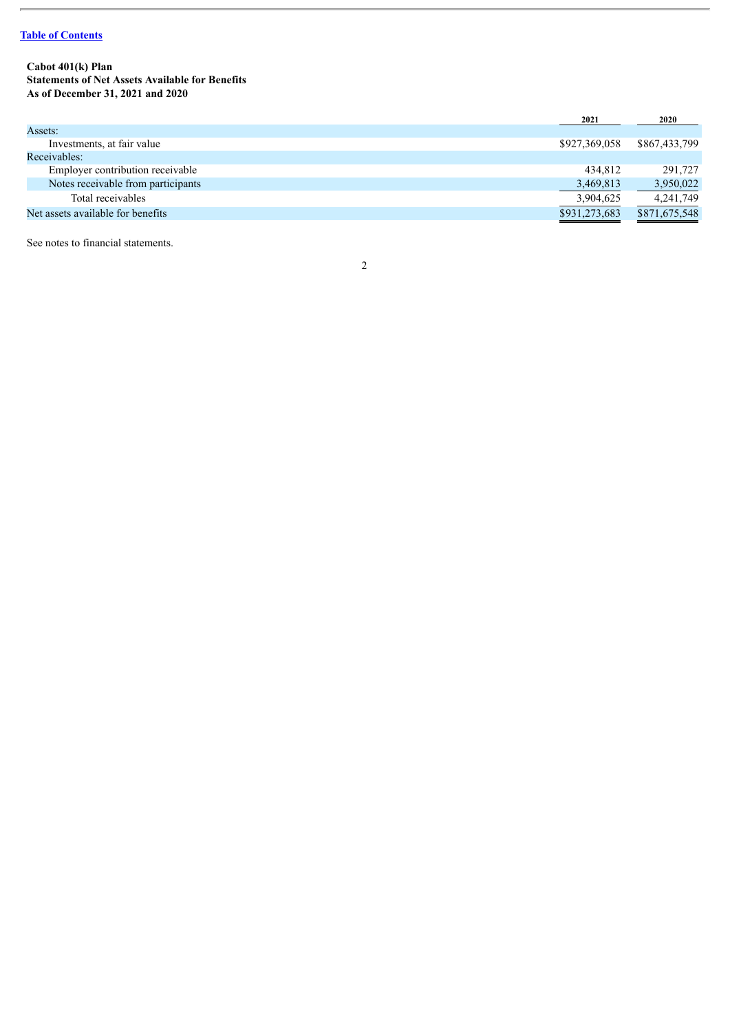[Table of Contents]

**Cabot 401(k) Plan**
**Statements of Net Assets Available for Benefits**
**As of December 31, 2021 and 2020**

| | 2021 | 2020 |
|---|---|---|
| Assets: | | |
| Investments, at fair value | $927,369,058 | $867,433,799 |
| Receivables: | | |
| Employer contribution receivable | 434,812 | 291,727 |
| Notes receivable from participants | 3,469,813 | 3,950,022 |
| Total receivables | 3,904,625 | 4,241,749 |
| Net assets available for benefits | $931,273,683 | $871,675,548 |

See notes to financial statements.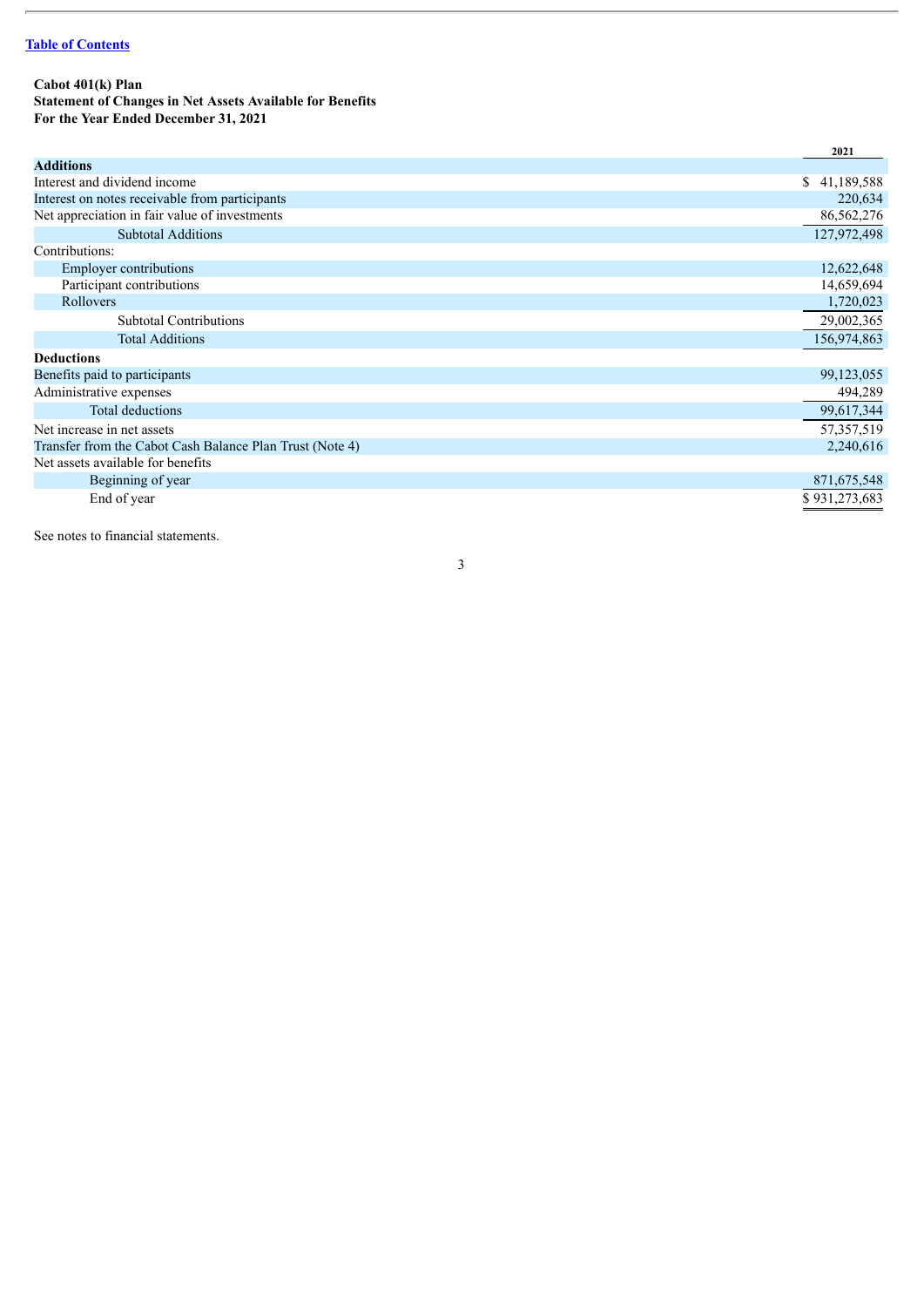[Table of Contents]

**Cabot 401(k) Plan**
**Statement of Changes in Net Assets Available for Benefits**
**For the Year Ended December 31, 2021**

| | 2021 |
|---|---|
| **Additions** | |
| Interest and dividend income | $ 41,189,588 |
| Interest on notes receivable from participants | 220,634 |
| Net appreciation in fair value of investments | 86,562,276 |
| Subtotal Additions | 127,972,498 |
| Contributions: | |
| Employer contributions | 12,622,648 |
| Participant contributions | 14,659,694 |
| Rollovers | 1,720,023 |
| Subtotal Contributions | 29,002,365 |
| Total Additions | 156,974,863 |
| **Deductions** | |
| Benefits paid to participants | 99,123,055 |
| Administrative expenses | 494,289 |
| Total deductions | 99,617,344 |
| Net increase in net assets | 57,357,519 |
| Transfer from the Cabot Cash Balance Plan Trust (Note 4) | 2,240,616 |
| Net assets available for benefits | |
| Beginning of year | 871,675,548 |
| End of year | $ 931,273,683 |

See notes to financial statements.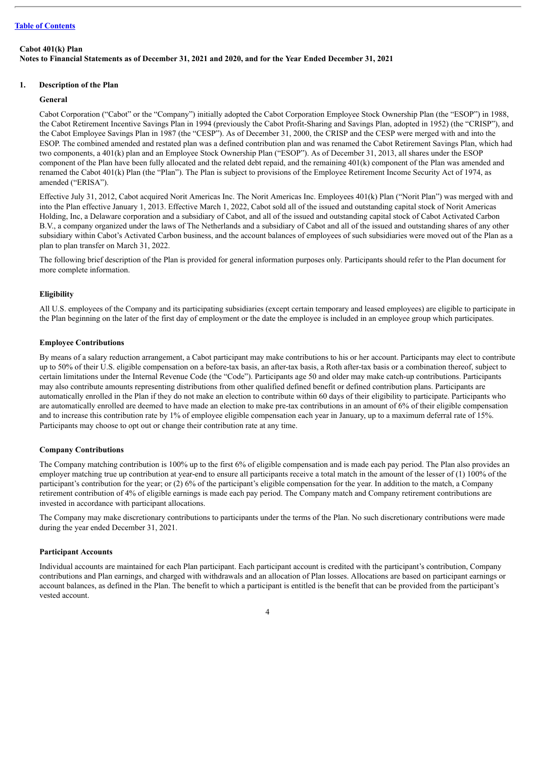**Cabot 401(k) Plan**

**Notes to Financial Statements as of December 31, 2021 and 2020, and for the Year Ended December 31, 2021**

## 1. Description of the Plan

### General

Cabot Corporation ("Cabot" or the "Company") initially adopted the Cabot Corporation Employee Stock Ownership Plan (the "ESOP") in 1988, the Cabot Retirement Incentive Savings Plan in 1994 (previously the Cabot Profit-Sharing and Savings Plan, adopted in 1952) (the "CRISP"), and the Cabot Employee Savings Plan in 1987 (the "CESP"). As of December 31, 2000, the CRISP and the CESP were merged with and into the ESOP. The combined amended and restated plan was a defined contribution plan and was renamed the Cabot Retirement Savings Plan, which had two components, a 401(k) plan and an Employee Stock Ownership Plan ("ESOP"). As of December 31, 2013, all shares under the ESOP component of the Plan have been fully allocated and the related debt repaid, and the remaining 401(k) component of the Plan was amended and renamed the Cabot 401(k) Plan (the "Plan"). The Plan is subject to provisions of the Employee Retirement Income Security Act of 1974, as amended ("ERISA").

Effective July 31, 2012, Cabot acquired Norit Americas Inc. The Norit Americas Inc. Employees 401(k) Plan ("Norit Plan") was merged with and into the Plan effective January 1, 2013. Effective March 1, 2022, Cabot sold all of the issued and outstanding capital stock of Norit Americas Holding, Inc, a Delaware corporation and a subsidiary of Cabot, and all of the issued and outstanding capital stock of Cabot Activated Carbon B.V., a company organized under the laws of The Netherlands and a subsidiary of Cabot and all of the issued and outstanding shares of any other subsidiary within Cabot's Activated Carbon business, and the account balances of employees of such subsidiaries were moved out of the Plan as a plan to plan transfer on March 31, 2022.

The following brief description of the Plan is provided for general information purposes only. Participants should refer to the Plan document for more complete information.

### Eligibility

All U.S. employees of the Company and its participating subsidiaries (except certain temporary and leased employees) are eligible to participate in the Plan beginning on the later of the first day of employment or the date the employee is included in an employee group which participates.

### Employee Contributions

By means of a salary reduction arrangement, a Cabot participant may make contributions to his or her account. Participants may elect to contribute up to 50% of their U.S. eligible compensation on a before-tax basis, an after-tax basis, a Roth after-tax basis or a combination thereof, subject to certain limitations under the Internal Revenue Code (the "Code"). Participants age 50 and older may make catch-up contributions. Participants may also contribute amounts representing distributions from other qualified defined benefit or defined contribution plans. Participants are automatically enrolled in the Plan if they do not make an election to contribute within 60 days of their eligibility to participate. Participants who are automatically enrolled are deemed to have made an election to make pre-tax contributions in an amount of 6% of their eligible compensation and to increase this contribution rate by 1% of employee eligible compensation each year in January, up to a maximum deferral rate of 15%. Participants may choose to opt out or change their contribution rate at any time.

### Company Contributions

The Company matching contribution is 100% up to the first 6% of eligible compensation and is made each pay period. The Plan also provides an employer matching true up contribution at year-end to ensure all participants receive a total match in the amount of the lesser of (1) 100% of the participant's contribution for the year; or (2) 6% of the participant's eligible compensation for the year. In addition to the match, a Company retirement contribution of 4% of eligible earnings is made each pay period. The Company match and Company retirement contributions are invested in accordance with participant allocations.

The Company may make discretionary contributions to participants under the terms of the Plan. No such discretionary contributions were made during the year ended December 31, 2021.

### Participant Accounts

Individual accounts are maintained for each Plan participant. Each participant account is credited with the participant's contribution, Company contributions and Plan earnings, and charged with withdrawals and an allocation of Plan losses. Allocations are based on participant earnings or account balances, as defined in the Plan. The benefit to which a participant is entitled is the benefit that can be provided from the participant's vested account.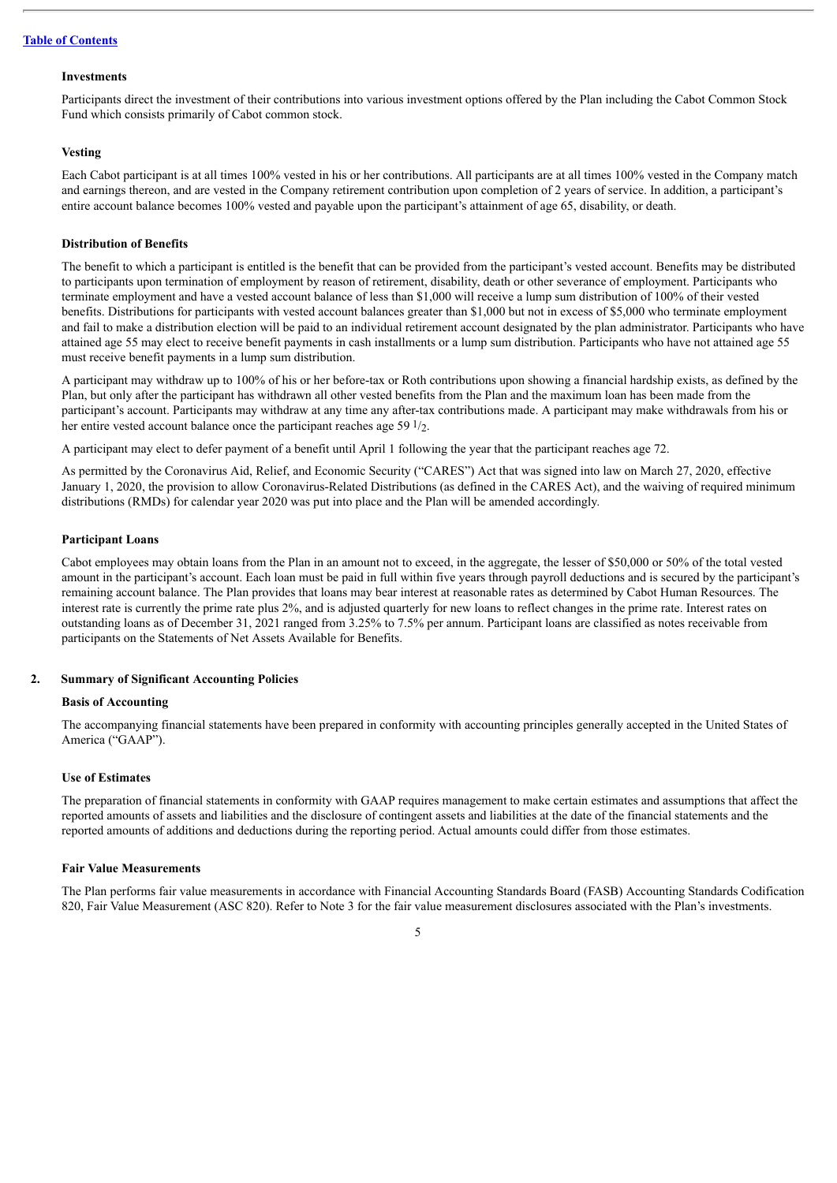### Investments

Participants direct the investment of their contributions into various investment options offered by the Plan including the Cabot Common Stock Fund which consists primarily of Cabot common stock.

### Vesting

Each Cabot participant is at all times 100% vested in his or her contributions. All participants are at all times 100% vested in the Company match and earnings thereon, and are vested in the Company retirement contribution upon completion of 2 years of service. In addition, a participant's entire account balance becomes 100% vested and payable upon the participant's attainment of age 65, disability, or death.

### Distribution of Benefits

The benefit to which a participant is entitled is the benefit that can be provided from the participant's vested account. Benefits may be distributed to participants upon termination of employment by reason of retirement, disability, death or other severance of employment. Participants who terminate employment and have a vested account balance of less than $1,000 will receive a lump sum distribution of 100% of their vested benefits. Distributions for participants with vested account balances greater than $1,000 but not in excess of $5,000 who terminate employment and fail to make a distribution election will be paid to an individual retirement account designated by the plan administrator. Participants who have attained age 55 may elect to receive benefit payments in cash installments or a lump sum distribution. Participants who have not attained age 55 must receive benefit payments in a lump sum distribution.

A participant may withdraw up to 100% of his or her before-tax or Roth contributions upon showing a financial hardship exists, as defined by the Plan, but only after the participant has withdrawn all other vested benefits from the Plan and the maximum loan has been made from the participant's account. Participants may withdraw at any time any after-tax contributions made. A participant may make withdrawals from his or her entire vested account balance once the participant reaches age 59 $^1/_2$.

A participant may elect to defer payment of a benefit until April 1 following the year that the participant reaches age 72.

As permitted by the Coronavirus Aid, Relief, and Economic Security ("CARES") Act that was signed into law on March 27, 2020, effective January 1, 2020, the provision to allow Coronavirus-Related Distributions (as defined in the CARES Act), and the waiving of required minimum distributions (RMDs) for calendar year 2020 was put into place and the Plan will be amended accordingly.

### Participant Loans

Cabot employees may obtain loans from the Plan in an amount not to exceed, in the aggregate, the lesser of $50,000 or 50% of the total vested amount in the participant's account. Each loan must be paid in full within five years through payroll deductions and is secured by the participant's remaining account balance. The Plan provides that loans may bear interest at reasonable rates as determined by Cabot Human Resources. The interest rate is currently the prime rate plus 2%, and is adjusted quarterly for new loans to reflect changes in the prime rate. Interest rates on outstanding loans as of December 31, 2021 ranged from 3.25% to 7.5% per annum. Participant loans are classified as notes receivable from participants on the Statements of Net Assets Available for Benefits.

## 2. Summary of Significant Accounting Policies

### Basis of Accounting

The accompanying financial statements have been prepared in conformity with accounting principles generally accepted in the United States of America ("GAAP").

### Use of Estimates

The preparation of financial statements in conformity with GAAP requires management to make certain estimates and assumptions that affect the reported amounts of assets and liabilities and the disclosure of contingent assets and liabilities at the date of the financial statements and the reported amounts of additions and deductions during the reporting period. Actual amounts could differ from those estimates.

### Fair Value Measurements

The Plan performs fair value measurements in accordance with Financial Accounting Standards Board (FASB) Accounting Standards Codification 820, Fair Value Measurement (ASC 820). Refer to Note 3 for the fair value measurement disclosures associated with the Plan's investments.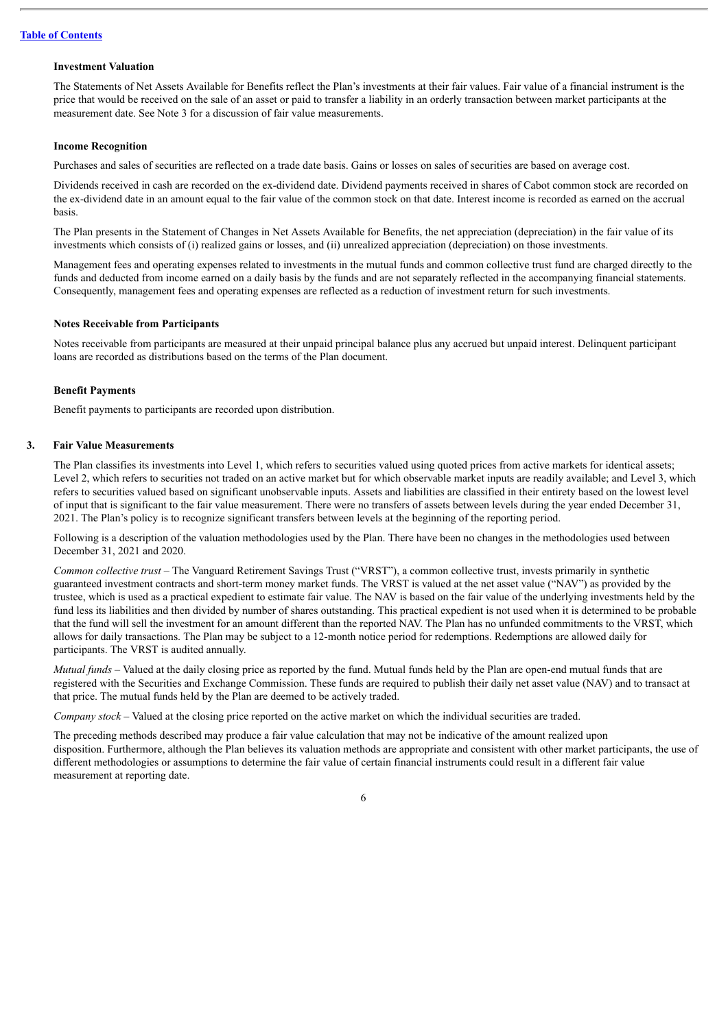### Investment Valuation

The Statements of Net Assets Available for Benefits reflect the Plan's investments at their fair values. Fair value of a financial instrument is the price that would be received on the sale of an asset or paid to transfer a liability in an orderly transaction between market participants at the measurement date. See Note 3 for a discussion of fair value measurements.

### Income Recognition

Purchases and sales of securities are reflected on a trade date basis. Gains or losses on sales of securities are based on average cost.

Dividends received in cash are recorded on the ex-dividend date. Dividend payments received in shares of Cabot common stock are recorded on the ex-dividend date in an amount equal to the fair value of the common stock on that date. Interest income is recorded as earned on the accrual basis.

The Plan presents in the Statement of Changes in Net Assets Available for Benefits, the net appreciation (depreciation) in the fair value of its investments which consists of (i) realized gains or losses, and (ii) unrealized appreciation (depreciation) on those investments.

Management fees and operating expenses related to investments in the mutual funds and common collective trust fund are charged directly to the funds and deducted from income earned on a daily basis by the funds and are not separately reflected in the accompanying financial statements. Consequently, management fees and operating expenses are reflected as a reduction of investment return for such investments.

### Notes Receivable from Participants

Notes receivable from participants are measured at their unpaid principal balance plus any accrued but unpaid interest. Delinquent participant loans are recorded as distributions based on the terms of the Plan document.

### Benefit Payments

Benefit payments to participants are recorded upon distribution.

## 3. Fair Value Measurements

The Plan classifies its investments into Level 1, which refers to securities valued using quoted prices from active markets for identical assets; Level 2, which refers to securities not traded on an active market but for which observable market inputs are readily available; and Level 3, which refers to securities valued based on significant unobservable inputs. Assets and liabilities are classified in their entirety based on the lowest level of input that is significant to the fair value measurement. There were no transfers of assets between levels during the year ended December 31, 2021. The Plan's policy is to recognize significant transfers between levels at the beginning of the reporting period.

Following is a description of the valuation methodologies used by the Plan. There have been no changes in the methodologies used between December 31, 2021 and 2020.

*Common collective trust* – The Vanguard Retirement Savings Trust ("VRST"), a common collective trust, invests primarily in synthetic guaranteed investment contracts and short-term money market funds. The VRST is valued at the net asset value ("NAV") as provided by the trustee, which is used as a practical expedient to estimate fair value. The NAV is based on the fair value of the underlying investments held by the fund less its liabilities and then divided by number of shares outstanding. This practical expedient is not used when it is determined to be probable that the fund will sell the investment for an amount different than the reported NAV. The Plan has no unfunded commitments to the VRST, which allows for daily transactions. The Plan may be subject to a 12-month notice period for redemptions. Redemptions are allowed daily for participants. The VRST is audited annually.

*Mutual funds* – Valued at the daily closing price as reported by the fund. Mutual funds held by the Plan are open-end mutual funds that are registered with the Securities and Exchange Commission. These funds are required to publish their daily net asset value (NAV) and to transact at that price. The mutual funds held by the Plan are deemed to be actively traded.

*Company stock* – Valued at the closing price reported on the active market on which the individual securities are traded.

The preceding methods described may produce a fair value calculation that may not be indicative of the amount realized upon disposition. Furthermore, although the Plan believes its valuation methods are appropriate and consistent with other market participants, the use of different methodologies or assumptions to determine the fair value of certain financial instruments could result in a different fair value measurement at reporting date.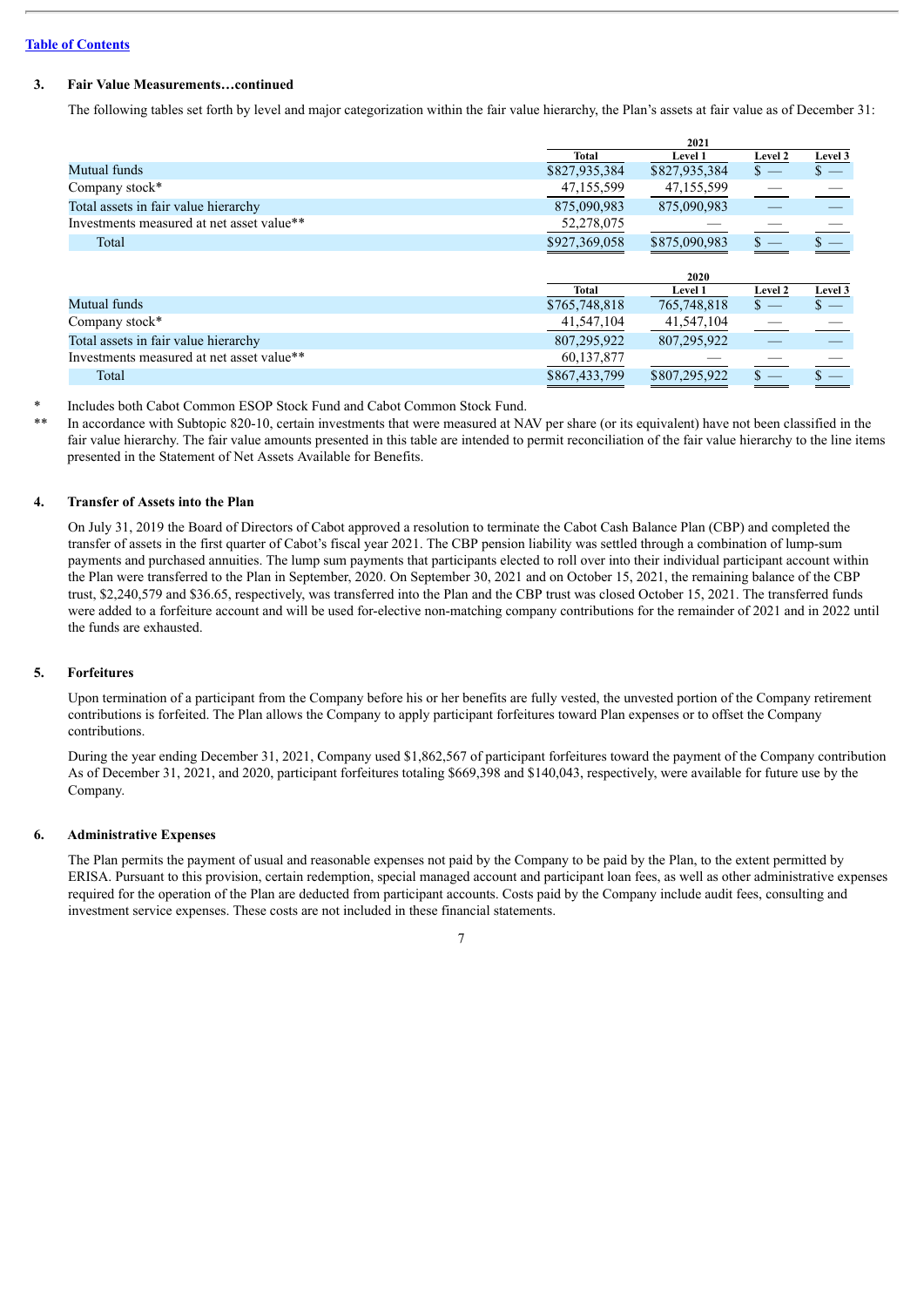[Table of Contents](#)

### 3. Fair Value Measurements…continued

The following tables set forth by level and major categorization within the fair value hierarchy, the Plan's assets at fair value as of December 31:

| | 2021 | | | |
|---|---|---|---|---|
| | Total | Level 1 | Level 2 | Level 3 |
| Mutual funds | $827,935,384 | $827,935,384 | $ — | $ — |
| Company stock* | 47,155,599 | 47,155,599 | — | — |
| Total assets in fair value hierarchy | 875,090,983 | 875,090,983 | — | — |
| Investments measured at net asset value** | 52,278,075 | — | — | — |
| Total | $927,369,058 | $875,090,983 | $ — | $ — |

| | 2020 | | | |
|---|---|---|---|---|
| | Total | Level 1 | Level 2 | Level 3 |
| Mutual funds | $765,748,818 | 765,748,818 | $ — | $ — |
| Company stock* | 41,547,104 | 41,547,104 | — | — |
| Total assets in fair value hierarchy | 807,295,922 | 807,295,922 | — | — |
| Investments measured at net asset value** | 60,137,877 | — | — | — |
| Total | $867,433,799 | $807,295,922 | $ — | $ — |

\* Includes both Cabot Common ESOP Stock Fund and Cabot Common Stock Fund.

\*\* In accordance with Subtopic 820-10, certain investments that were measured at NAV per share (or its equivalent) have not been classified in the fair value hierarchy. The fair value amounts presented in this table are intended to permit reconciliation of the fair value hierarchy to the line items presented in the Statement of Net Assets Available for Benefits.

### 4. Transfer of Assets into the Plan

On July 31, 2019 the Board of Directors of Cabot approved a resolution to terminate the Cabot Cash Balance Plan (CBP) and completed the transfer of assets in the first quarter of Cabot's fiscal year 2021. The CBP pension liability was settled through a combination of lump-sum payments and purchased annuities. The lump sum payments that participants elected to roll over into their individual participant account within the Plan were transferred to the Plan in September, 2020. On September 30, 2021 and on October 15, 2021, the remaining balance of the CBP trust, $2,240,579 and $36.65, respectively, was transferred into the Plan and the CBP trust was closed October 15, 2021. The transferred funds were added to a forfeiture account and will be used for-elective non-matching company contributions for the remainder of 2021 and in 2022 until the funds are exhausted.

### 5. Forfeitures

Upon termination of a participant from the Company before his or her benefits are fully vested, the unvested portion of the Company retirement contributions is forfeited. The Plan allows the Company to apply participant forfeitures toward Plan expenses or to offset the Company contributions.

During the year ending December 31, 2021, Company used $1,862,567 of participant forfeitures toward the payment of the Company contribution As of December 31, 2021, and 2020, participant forfeitures totaling $669,398 and $140,043, respectively, were available for future use by the Company.

### 6. Administrative Expenses

The Plan permits the payment of usual and reasonable expenses not paid by the Company to be paid by the Plan, to the extent permitted by ERISA. Pursuant to this provision, certain redemption, special managed account and participant loan fees, as well as other administrative expenses required for the operation of the Plan are deducted from participant accounts. Costs paid by the Company include audit fees, consulting and investment service expenses. These costs are not included in these financial statements.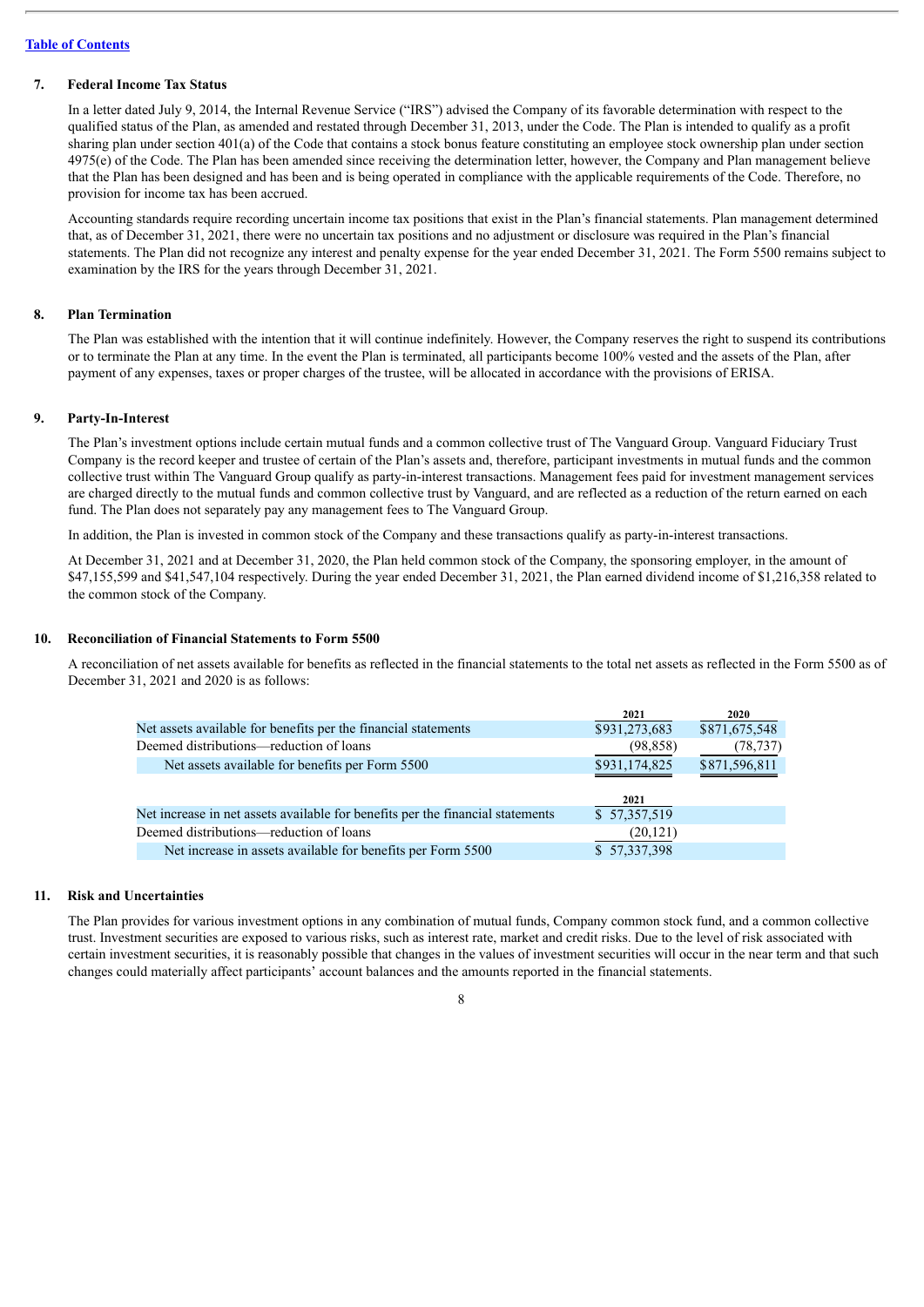[Table of Contents](#)

### 7. Federal Income Tax Status

In a letter dated July 9, 2014, the Internal Revenue Service ("IRS") advised the Company of its favorable determination with respect to the qualified status of the Plan, as amended and restated through December 31, 2013, under the Code. The Plan is intended to qualify as a profit sharing plan under section 401(a) of the Code that contains a stock bonus feature constituting an employee stock ownership plan under section 4975(e) of the Code. The Plan has been amended since receiving the determination letter, however, the Company and Plan management believe that the Plan has been designed and has been and is being operated in compliance with the applicable requirements of the Code. Therefore, no provision for income tax has been accrued.

Accounting standards require recording uncertain income tax positions that exist in the Plan's financial statements. Plan management determined that, as of December 31, 2021, there were no uncertain tax positions and no adjustment or disclosure was required in the Plan's financial statements. The Plan did not recognize any interest and penalty expense for the year ended December 31, 2021. The Form 5500 remains subject to examination by the IRS for the years through December 31, 2021.

### 8. Plan Termination

The Plan was established with the intention that it will continue indefinitely. However, the Company reserves the right to suspend its contributions or to terminate the Plan at any time. In the event the Plan is terminated, all participants become 100% vested and the assets of the Plan, after payment of any expenses, taxes or proper charges of the trustee, will be allocated in accordance with the provisions of ERISA.

### 9. Party-In-Interest

The Plan's investment options include certain mutual funds and a common collective trust of The Vanguard Group. Vanguard Fiduciary Trust Company is the record keeper and trustee of certain of the Plan's assets and, therefore, participant investments in mutual funds and the common collective trust within The Vanguard Group qualify as party-in-interest transactions. Management fees paid for investment management services are charged directly to the mutual funds and common collective trust by Vanguard, and are reflected as a reduction of the return earned on each fund. The Plan does not separately pay any management fees to The Vanguard Group.

In addition, the Plan is invested in common stock of the Company and these transactions qualify as party-in-interest transactions.

At December 31, 2021 and at December 31, 2020, the Plan held common stock of the Company, the sponsoring employer, in the amount of $47,155,599 and $41,547,104 respectively. During the year ended December 31, 2021, the Plan earned dividend income of $1,216,358 related to the common stock of the Company.

### 10. Reconciliation of Financial Statements to Form 5500

A reconciliation of net assets available for benefits as reflected in the financial statements to the total net assets as reflected in the Form 5500 as of December 31, 2021 and 2020 is as follows:

| | 2021 | 2020 |
|---|---|---|
| Net assets available for benefits per the financial statements | $931,273,683 | $871,675,548 |
| Deemed distributions—reduction of loans | (98,858) | (78,737) |
| Net assets available for benefits per Form 5500 | $931,174,825 | $871,596,811 |

| | 2021 |
|---|---|
| Net increase in net assets available for benefits per the financial statements | $ 57,357,519 |
| Deemed distributions—reduction of loans | (20,121) |
| Net increase in assets available for benefits per Form 5500 | $ 57,337,398 |

### 11. Risk and Uncertainties

The Plan provides for various investment options in any combination of mutual funds, Company common stock fund, and a common collective trust. Investment securities are exposed to various risks, such as interest rate, market and credit risks. Due to the level of risk associated with certain investment securities, it is reasonably possible that changes in the values of investment securities will occur in the near term and that such changes could materially affect participants' account balances and the amounts reported in the financial statements.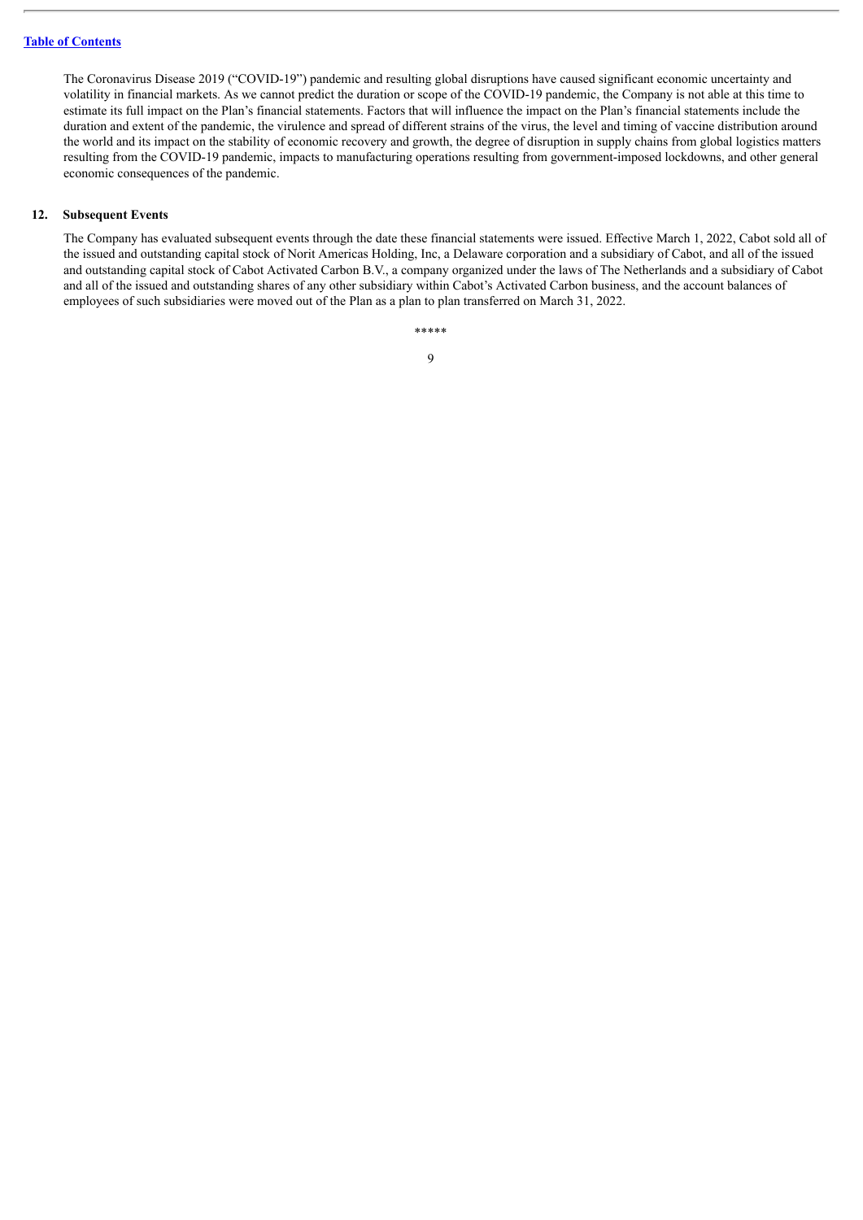The Coronavirus Disease 2019 ("COVID-19") pandemic and resulting global disruptions have caused significant economic uncertainty and volatility in financial markets. As we cannot predict the duration or scope of the COVID-19 pandemic, the Company is not able at this time to estimate its full impact on the Plan's financial statements. Factors that will influence the impact on the Plan's financial statements include the duration and extent of the pandemic, the virulence and spread of different strains of the virus, the level and timing of vaccine distribution around the world and its impact on the stability of economic recovery and growth, the degree of disruption in supply chains from global logistics matters resulting from the COVID-19 pandemic, impacts to manufacturing operations resulting from government-imposed lockdowns, and other general economic consequences of the pandemic.

## 12. Subsequent Events

The Company has evaluated subsequent events through the date these financial statements were issued. Effective March 1, 2022, Cabot sold all of the issued and outstanding capital stock of Norit Americas Holding, Inc, a Delaware corporation and a subsidiary of Cabot, and all of the issued and outstanding capital stock of Cabot Activated Carbon B.V., a company organized under the laws of The Netherlands and a subsidiary of Cabot and all of the issued and outstanding shares of any other subsidiary within Cabot's Activated Carbon business, and the account balances of employees of such subsidiaries were moved out of the Plan as a plan to plan transferred on March 31, 2022.

*****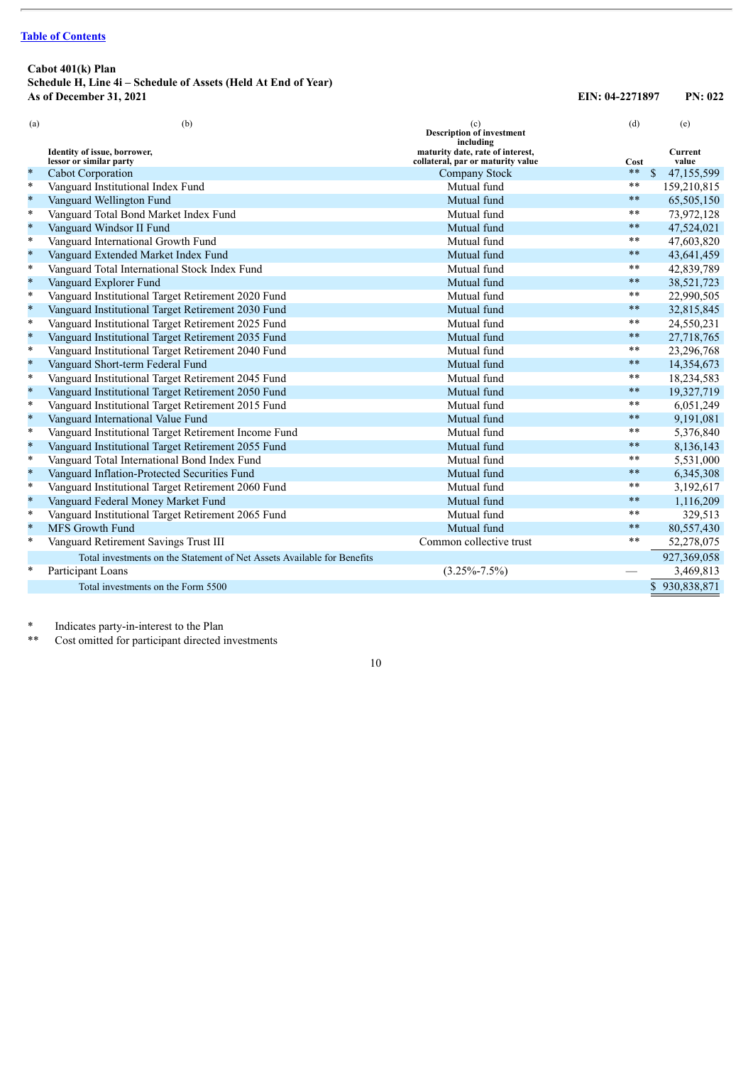[Table of Contents](#)

**Cabot 401(k) Plan**
**Schedule H, Line 4i – Schedule of Assets (Held At End of Year)**
**As of December 31, 2021**

**EIN: 04-2271897 PN: 022**

| (a) | (b) Identity of issue, borrower, lessor or similar party | (c) Description of investment including maturity date, rate of interest, collateral, par or maturity value | (d) Cost | (e) Current value |
|---|---|---|---|---|
| * | Cabot Corporation | Company Stock | ** | $ 47,155,599 |
| * | Vanguard Institutional Index Fund | Mutual fund | ** | 159,210,815 |
| * | Vanguard Wellington Fund | Mutual fund | ** | 65,505,150 |
| * | Vanguard Total Bond Market Index Fund | Mutual fund | ** | 73,972,128 |
| * | Vanguard Windsor II Fund | Mutual fund | ** | 47,524,021 |
| * | Vanguard International Growth Fund | Mutual fund | ** | 47,603,820 |
| * | Vanguard Extended Market Index Fund | Mutual fund | ** | 43,641,459 |
| * | Vanguard Total International Stock Index Fund | Mutual fund | ** | 42,839,789 |
| * | Vanguard Explorer Fund | Mutual fund | ** | 38,521,723 |
| * | Vanguard Institutional Target Retirement 2020 Fund | Mutual fund | ** | 22,990,505 |
| * | Vanguard Institutional Target Retirement 2030 Fund | Mutual fund | ** | 32,815,845 |
| * | Vanguard Institutional Target Retirement 2025 Fund | Mutual fund | ** | 24,550,231 |
| * | Vanguard Institutional Target Retirement 2035 Fund | Mutual fund | ** | 27,718,765 |
| * | Vanguard Institutional Target Retirement 2040 Fund | Mutual fund | ** | 23,296,768 |
| * | Vanguard Short-term Federal Fund | Mutual fund | ** | 14,354,673 |
| * | Vanguard Institutional Target Retirement 2045 Fund | Mutual fund | ** | 18,234,583 |
| * | Vanguard Institutional Target Retirement 2050 Fund | Mutual fund | ** | 19,327,719 |
| * | Vanguard Institutional Target Retirement 2015 Fund | Mutual fund | ** | 6,051,249 |
| * | Vanguard International Value Fund | Mutual fund | ** | 9,191,081 |
| * | Vanguard Institutional Target Retirement Income Fund | Mutual fund | ** | 5,376,840 |
| * | Vanguard Institutional Target Retirement 2055 Fund | Mutual fund | ** | 8,136,143 |
| * | Vanguard Total International Bond Index Fund | Mutual fund | ** | 5,531,000 |
| * | Vanguard Inflation-Protected Securities Fund | Mutual fund | ** | 6,345,308 |
| * | Vanguard Institutional Target Retirement 2060 Fund | Mutual fund | ** | 3,192,617 |
| * | Vanguard Federal Money Market Fund | Mutual fund | ** | 1,116,209 |
| * | Vanguard Institutional Target Retirement 2065 Fund | Mutual fund | ** | 329,513 |
| * | MFS Growth Fund | Mutual fund | ** | 80,557,430 |
| * | Vanguard Retirement Savings Trust III | Common collective trust | ** | 52,278,075 |
| | Total investments on the Statement of Net Assets Available for Benefits | | | 927,369,058 |
| * | Participant Loans | (3.25%-7.5%) | — | 3,469,813 |
| | Total investments on the Form 5500 | | | $ 930,838,871 |

\* Indicates party-in-interest to the Plan

\*\* Cost omitted for participant directed investments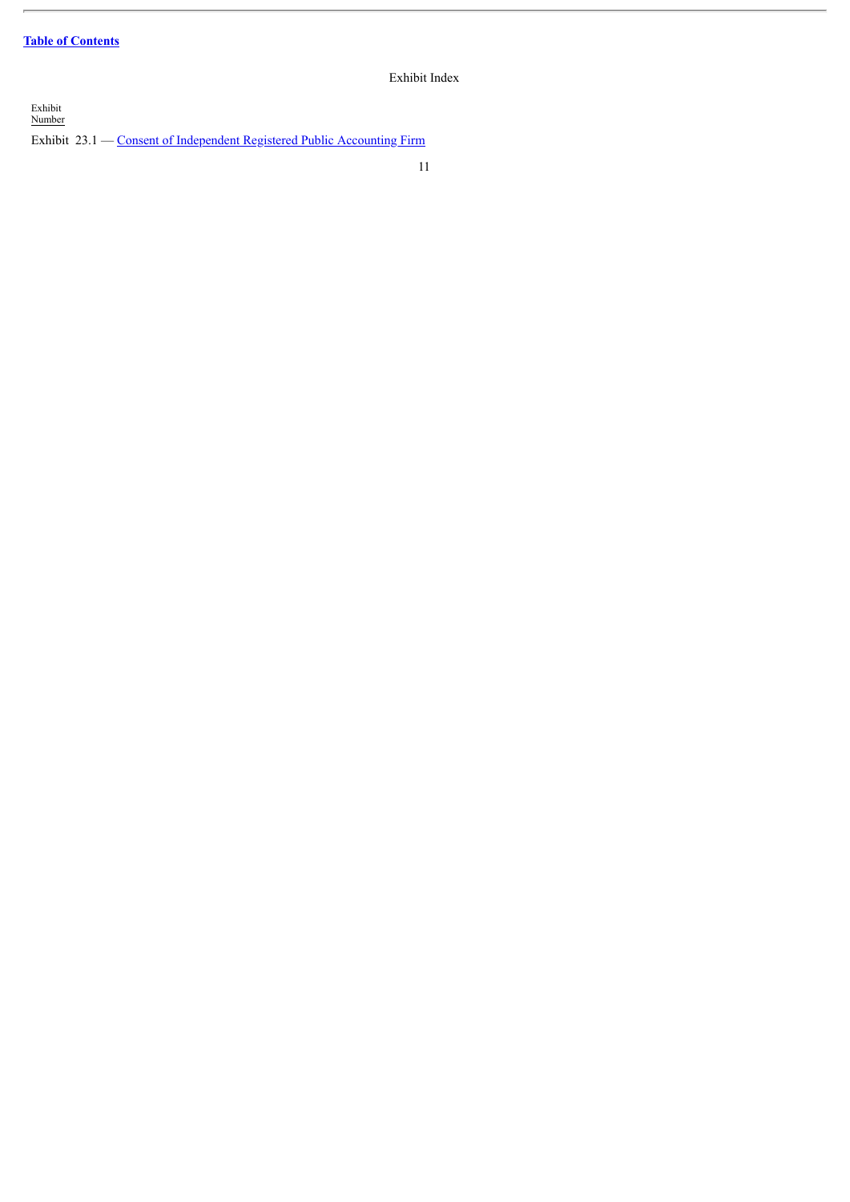[Table of Contents](#)

# Exhibit Index

| Exhibit Number | |
|---|---|
| Exhibit 23.1 — | [Consent of Independent Registered Public Accounting Firm](#) |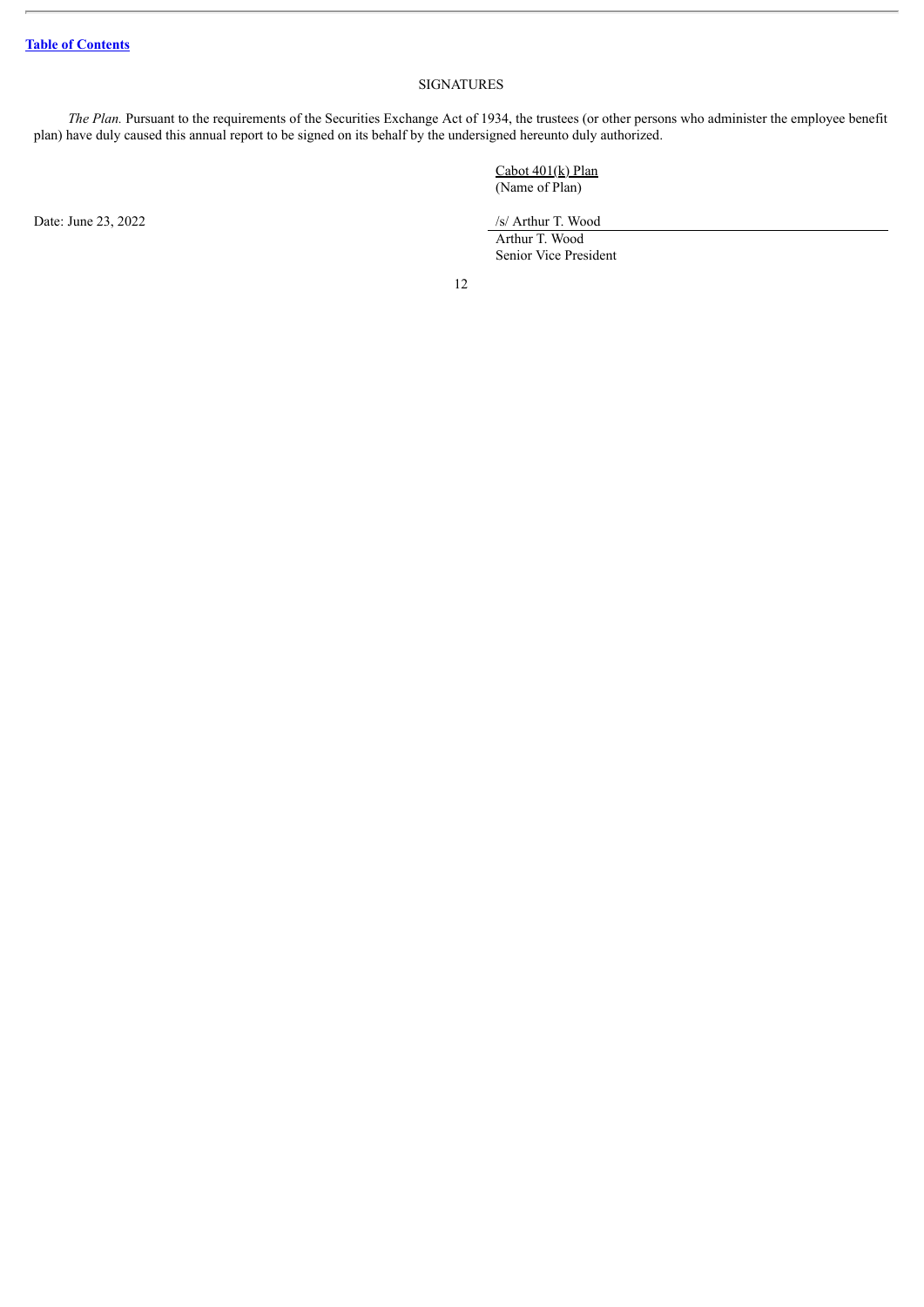[Table of Contents]

SIGNATURES

*The Plan.* Pursuant to the requirements of the Securities Exchange Act of 1934, the trustees (or other persons who administer the employee benefit plan) have duly caused this annual report to be signed on its behalf by the undersigned hereunto duly authorized.

Cabot 401(k) Plan
(Name of Plan)

Date: June 23, 2022

/s/ Arthur T. Wood
Arthur T. Wood
Senior Vice President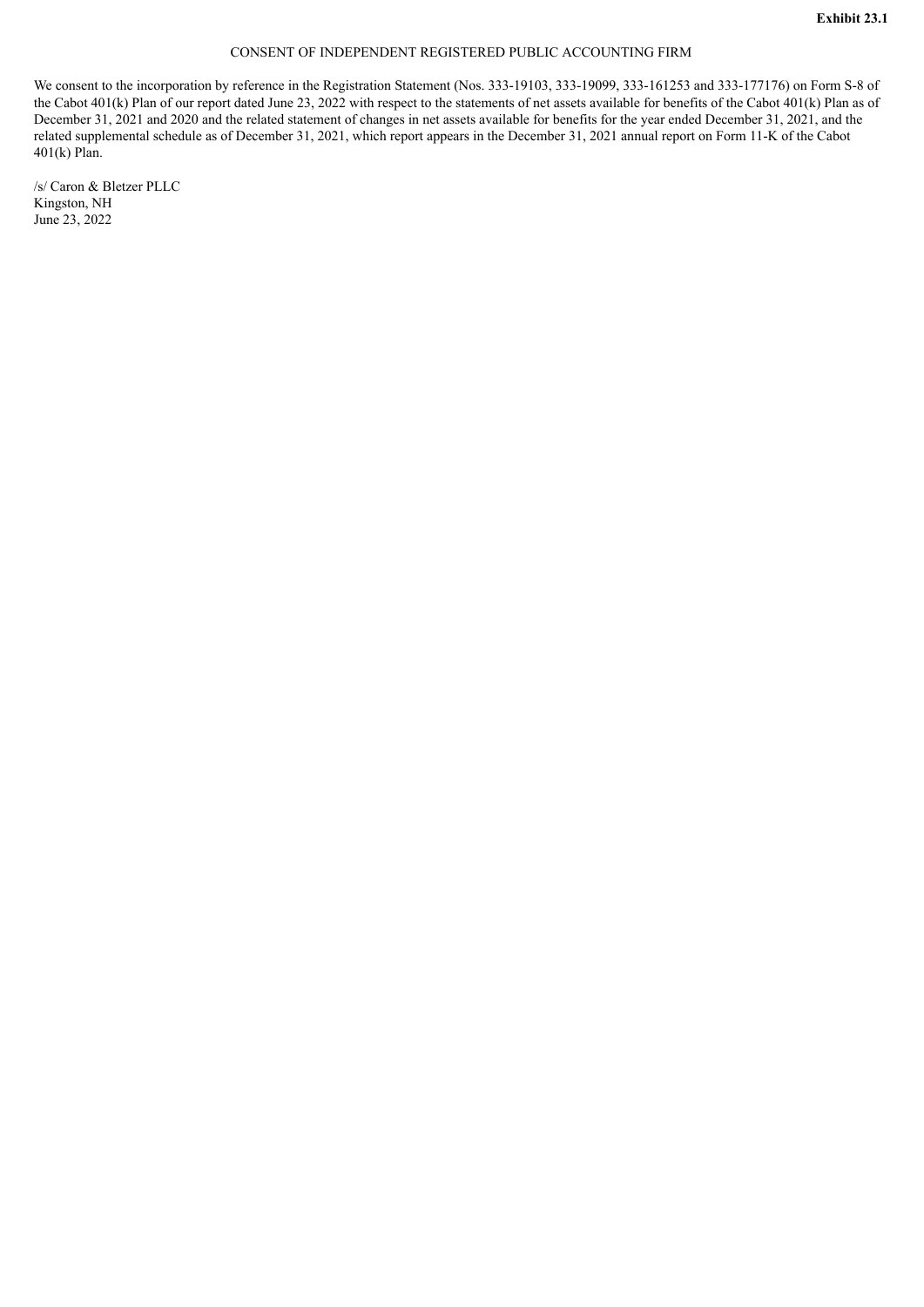**Exhibit 23.1**

CONSENT OF INDEPENDENT REGISTERED PUBLIC ACCOUNTING FIRM

We consent to the incorporation by reference in the Registration Statement (Nos. 333-19103, 333-19099, 333-161253 and 333-177176) on Form S-8 of the Cabot 401(k) Plan of our report dated June 23, 2022 with respect to the statements of net assets available for benefits of the Cabot 401(k) Plan as of December 31, 2021 and 2020 and the related statement of changes in net assets available for benefits for the year ended December 31, 2021, and the related supplemental schedule as of December 31, 2021, which report appears in the December 31, 2021 annual report on Form 11-K of the Cabot 401(k) Plan.

/s/ Caron & Bletzer PLLC
Kingston, NH
June 23, 2022